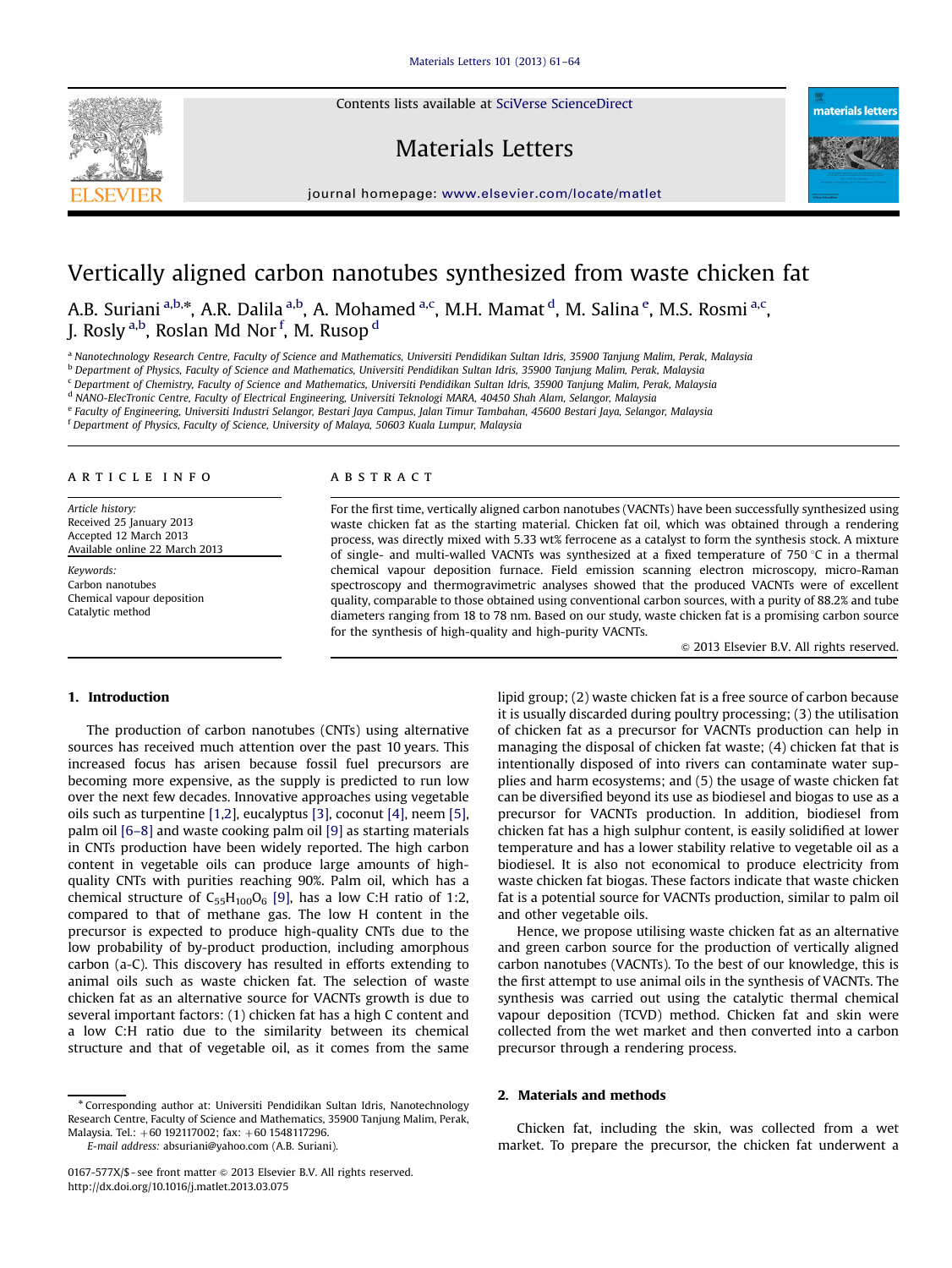Contents lists available at SciVerse ScienceDirect

# Materials Letters

journal homepage: www.elsevier.com/locate/matlet

# Vertically aligned carbon nanotubes synthesized from waste chicken fat

A.B. Suriani [a,b,*], A.R. Dalila [a,b], A. Mohamed [a,c], M.H. Mamat [d], M. Salina [e], M.S. Rosmi [a,c], J. Rosly [a,b], Roslan Md Nor [f], M. Rusop [d]

[a] Nanotechnology Research Centre, Faculty of Science and Mathematics, Universiti Pendidikan Sultan Idris, 35900 Tanjung Malim, Perak, Malaysia
[b] Department of Physics, Faculty of Science and Mathematics, Universiti Pendidikan Sultan Idris, 35900 Tanjung Malim, Perak, Malaysia
[c] Department of Chemistry, Faculty of Science and Mathematics, Universiti Pendidikan Sultan Idris, 35900 Tanjung Malim, Perak, Malaysia
[d] NANO-ElecTronic Centre, Faculty of Electrical Engineering, Universiti Teknologi MARA, 40450 Shah Alam, Selangor, Malaysia
[e] Faculty of Engineering, Universiti Industri Selangor, Bestari Jaya Campus, Jalan Timur Tambahan, 45600 Bestari Jaya, Selangor, Malaysia
[f] Department of Physics, Faculty of Science, University of Malaya, 50603 Kuala Lumpur, Malaysia

## ARTICLE INFO

*Article history:*
Received 25 January 2013
Accepted 12 March 2013
Available online 22 March 2013

*Keywords:*
Carbon nanotubes
Chemical vapour deposition
Catalytic method

## ABSTRACT

For the first time, vertically aligned carbon nanotubes (VACNTs) have been successfully synthesized using waste chicken fat as the starting material. Chicken fat oil, which was obtained through a rendering process, was directly mixed with 5.33 wt% ferrocene as a catalyst to form the synthesis stock. A mixture of single- and multi-walled VACNTs was synthesized at a fixed temperature of 750 °C in a thermal chemical vapour deposition furnace. Field emission scanning electron microscopy, micro-Raman spectroscopy and thermogravimetric analyses showed that the produced VACNTs were of excellent quality, comparable to those obtained using conventional carbon sources, with a purity of 88.2% and tube diameters ranging from 18 to 78 nm. Based on our study, waste chicken fat is a promising carbon source for the synthesis of high-quality and high-purity VACNTs.

© 2013 Elsevier B.V. All rights reserved.

## 1. Introduction

The production of carbon nanotubes (CNTs) using alternative sources has received much attention over the past 10 years. This increased focus has arisen because fossil fuel precursors are becoming more expensive, as the supply is predicted to run low over the next few decades. Innovative approaches using vegetable oils such as turpentine [1,2], eucalyptus [3], coconut [4], neem [5], palm oil [6–8] and waste cooking palm oil [9] as starting materials in CNTs production have been widely reported. The high carbon content in vegetable oils can produce large amounts of high-quality CNTs with purities reaching 90%. Palm oil, which has a chemical structure of $C_{55}H_{100}O_6$ [9], has a low C:H ratio of 1:2, compared to that of methane gas. The low H content in the precursor is expected to produce high-quality CNTs due to the low probability of by-product production, including amorphous carbon (a-C). This discovery has resulted in efforts extending to animal oils such as waste chicken fat. The selection of waste chicken fat as an alternative source for VACNTs production is due to several important factors: (1) chicken fat has a high C content and a low C:H ratio due to the similarity between its chemical structure and that of vegetable oil, as it comes from the same lipid group; (2) waste chicken fat is a free source of carbon because it is usually discarded during poultry processing; (3) the utilisation of chicken fat as a precursor for VACNTs production can help in managing the disposal of chicken fat waste; (4) chicken fat that is intentionally disposed of into rivers can contaminate water supplies and harm ecosystems; and (5) the usage of waste chicken fat can be diversified beyond its use as biodiesel and biogas to use as a precursor for VACNTs production. In addition, biodiesel from chicken fat has a high sulphur content, is easily solidified at lower temperature and has a lower stability relative to vegetable oil as a biodiesel. It is also not economical to produce electricity from waste chicken fat biogas. These factors indicate that waste chicken fat is a potential source for VACNTs production, similar to palm oil and other vegetable oils.

Hence, we propose utilising waste chicken fat as an alternative and green carbon source for the production of vertically aligned carbon nanotubes (VACNTs). To the best of our knowledge, this is the first attempt to use animal oils in the synthesis of VACNTs. The synthesis was carried out using the catalytic thermal chemical vapour deposition (TCVD) method. Chicken fat and skin were collected from the wet market and then converted into a carbon precursor through a rendering process.

## 2. Materials and methods

Chicken fat, including the skin, was collected from a wet market. To prepare the precursor, the chicken fat underwent a

* Corresponding author at: Universiti Pendidikan Sultan Idris, Nanotechnology Research Centre, Faculty of Science and Mathematics, 35900 Tanjung Malim, Perak, Malaysia. Tel.: +60 192117002; fax: +60 1548117296.
*E-mail address:* absuriani@yahoo.com (A.B. Suriani).

0167-577X/$ - see front matter © 2013 Elsevier B.V. All rights reserved.
http://dx.doi.org/10.1016/j.matlet.2013.03.075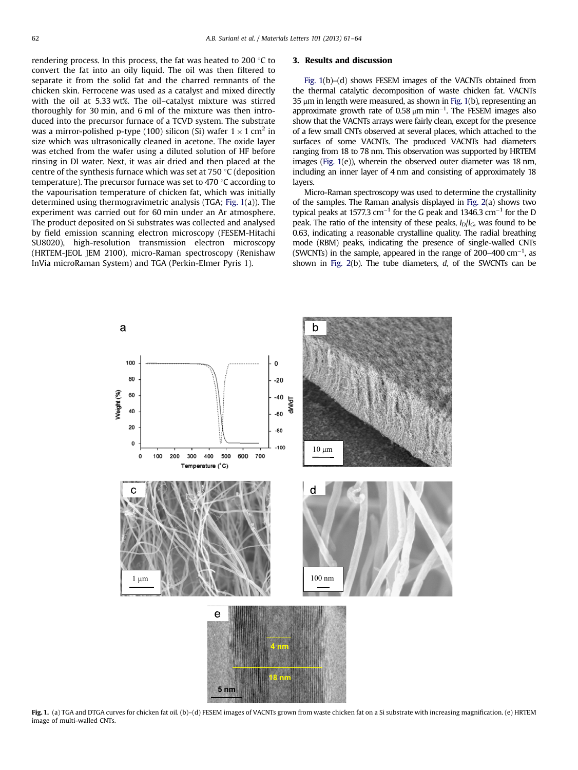rendering process. In this process, the fat was heated to 200 °C to convert the fat into an oily liquid. The oil was then filtered to separate it from the solid fat and the charred remnants of the chicken skin. Ferrocene was used as a catalyst and mixed directly with the oil at 5.33 wt%. The oil–catalyst mixture was stirred thoroughly for 30 min, and 6 ml of the mixture was then introduced into the precursor furnace of a TCVD system. The substrate was a mirror-polished p-type (100) silicon (Si) wafer $1 \times 1$ cm$^2$ in size which was ultrasonically cleaned in acetone. The oxide layer was etched from the wafer using a diluted solution of HF before rinsing in DI water. Next, it was air dried and then placed at the centre of the synthesis furnace which was set at 750 °C (deposition temperature). The precursor furnace was set to 470 °C according to the vapourisation temperature of chicken fat, which was initially determined using thermogravimetric analysis (TGA; Fig. 1(a)). The experiment was carried out for 60 min under an Ar atmosphere. The product deposited on Si substrates was collected and analysed by field emission scanning electron microscopy (FESEM-Hitachi SU8020), high-resolution transmission electron microscopy (HRTEM-JEOL JEM 2100), micro-Raman spectroscopy (Renishaw InVia microRaman System) and TGA (Perkin-Elmer Pyris 1).

## 3. Results and discussion

Fig. 1(b)–(d) shows FESEM images of the VACNTs obtained from the thermal catalytic decomposition of waste chicken fat. VACNTs 35 μm in length were measured, as shown in Fig. 1(b), representing an approximate growth rate of 0.58 μm min$^{-1}$. The FESEM images also show that the VACNTs arrays were fairly clean, except for the presence of a few small CNTs observed at several places, which attached to the surfaces of some VACNTs. The produced VACNTs had diameters ranging from 18 to 78 nm. This observation was supported by HRTEM images (Fig. 1(e)), wherein the observed outer diameter was 18 nm, including an inner layer of 4 nm and consisting of approximately 18 layers.

Micro-Raman spectroscopy was used to determine the crystallinity of the samples. The Raman analysis displayed in Fig. 2(a) shows two typical peaks at 1577.3 cm$^{-1}$ for the G peak and 1346.3 cm$^{-1}$ for the D peak. The ratio of the intensity of these peaks, $I_D/I_G$, was found to be 0.63, indicating a reasonable crystalline quality. The radial breathing mode (RBM) peaks, indicating the presence of single-walled CNTs (SWCNTs) in the sample, appeared in the range of 200–400 cm$^{-1}$, as shown in Fig. 2(b). The tube diameters, $d$, of the SWCNTs can be

**Fig. 1.** (a) TGA and DTGA curves for chicken fat oil. (b)–(d) FESEM images of VACNTs grown from waste chicken fat on a Si substrate with increasing magnification. (e) HRTEM image of multi-walled CNTs.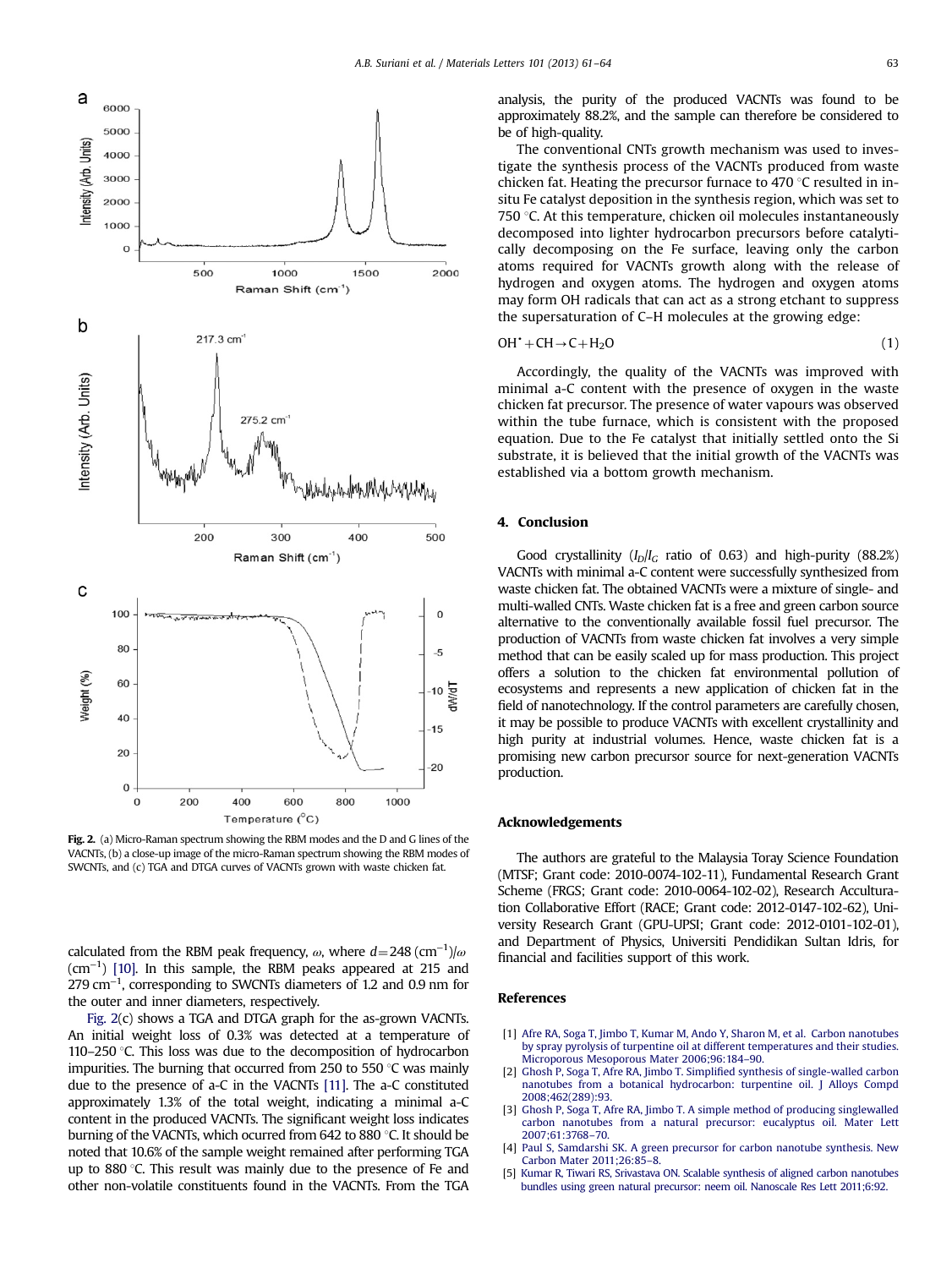Fig. 2. (a) Micro-Raman spectrum showing the RBM modes and the D and G lines of the VACNTs, (b) a close-up image of the micro-Raman spectrum showing the RBM modes of SWCNTs, and (c) TGA and DTGA curves of VACNTs grown with waste chicken fat.

calculated from the RBM peak frequency, $\omega$, where $d = 248\ (\text{cm}^{-1})/\omega\ (\text{cm}^{-1})$ [10]. In this sample, the RBM peaks appeared at 215 and 279 cm$^{-1}$, corresponding to SWCNTs diameters of 1.2 and 0.9 nm for the outer and inner diameters, respectively.

Fig. 2(c) shows a TGA and DTGA graph for the as-grown VACNTs. An initial weight loss of 0.3% was detected at a temperature of 110–250 °C. This loss was due to the decomposition of hydrocarbon impurities. The burning that occurred from 250 to 550 °C was mainly due to the presence of a-C in the VACNTs [11]. The a-C constituted approximately 1.3% of the total weight, indicating a minimal a-C content in the produced VACNTs. The significant weight loss indicates burning of the VACNTs, which ocurred from 642 to 880 °C. It should be noted that 10.6% of the sample weight remained after performing TGA up to 880 °C. This result was mainly due to the presence of Fe and other non-volatile constituents found in the VACNTs. From the TGA analysis, the purity of the produced VACNTs was found to be approximately 88.2%, and the sample can therefore be considered to be of high-quality.

The conventional CNTs growth mechanism was used to investigate the synthesis process of the VACNTs produced from waste chicken fat. Heating the precursor furnace to 470 °C resulted in in-situ Fe catalyst deposition in the synthesis region, which was set to 750 °C. At this temperature, chicken oil molecules instantaneously decomposed into lighter hydrocarbon precursors before catalytically decomposing on the Fe surface, leaving only the carbon atoms required for VACNTs growth along with the release of hydrogen and oxygen atoms. The hydrogen and oxygen atoms may form OH radicals that can act as a strong etchant to suppress the supersaturation of C–H molecules at the growing edge:

$$OH^{\bullet} + CH \rightarrow C + H_2O \quad (1)$$

Accordingly, the quality of the VACNTs was improved with minimal a-C content with the presence of oxygen in the waste chicken fat precursor. The presence of water vapours was observed within the tube furnace, which is consistent with the proposed equation. Due to the Fe catalyst that initially settled onto the Si substrate, it is believed that the initial growth of the VACNTs was established via a bottom growth mechanism.

## 4. Conclusion

Good crystallinity ($I_D/I_G$ ratio of 0.63) and high-purity (88.2%) VACNTs with minimal a-C content were successfully synthesized from waste chicken fat. The obtained VACNTs were a mixture of single- and multi-walled CNTs. Waste chicken fat is a free and green carbon source alternative to the conventionally available fossil fuel precursor. The production of VACNTs from waste chicken fat involves a very simple method that can be easily scaled up for mass production. This project offers a solution to the chicken fat environmental pollution of ecosystems and represents a new application of chicken fat in the field of nanotechnology. If the control parameters are carefully chosen, it may be possible to produce VACNTs with excellent crystallinity and high purity at industrial volumes. Hence, waste chicken fat is a promising new carbon precursor source for next-generation VACNTs production.

## Acknowledgements

The authors are grateful to the Malaysia Toray Science Foundation (MTSF; Grant code: 2010-0074-102-11), Fundamental Research Grant Scheme (FRGS; Grant code: 2010-0064-102-02), Research Acculturation Collaborative Effort (RACE; Grant code: 2012-0147-102-62), University Research Grant (GPU-UPSI; Grant code: 2012-0101-102-01), and Department of Physics, Universiti Pendidikan Sultan Idris, for financial and facilities support of this work.

## References

[1] Afre RA, Soga T, Jimbo T, Kumar M, Ando Y, Sharon M, et al. Carbon nanotubes by spray pyrolysis of turpentine oil at different temperatures and their studies. Microporous Mesoporous Mater 2006;96:184–90.

[2] Ghosh P, Soga T, Afre RA, Jimbo T. Simplified synthesis of single-walled carbon nanotubes from a botanical hydrocarbon: turpentine oil. J Alloys Compd 2008;462(289):93.

[3] Ghosh P, Soga T, Afre RA, Jimbo T. A simple method of producing singlewalled carbon nanotubes from a natural precursor: eucalyptus oil. Mater Lett 2007;61:3768–70.

[4] Paul S, Samdarshi SK. A green precursor for carbon nanotube synthesis. New Carbon Mater 2011;26:85–8.

[5] Kumar R, Tiwari RS, Srivastava ON. Scalable synthesis of aligned carbon nanotubes bundles using green natural precursor: neem oil. Nanoscale Res Lett 2011;6:92.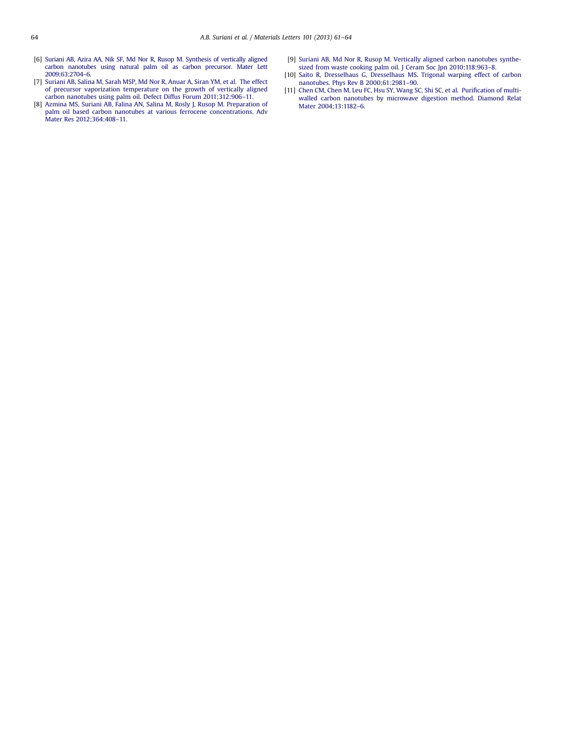[6] Suriani AB, Azira AA, Nik SF, Md Nor R, Rusop M. Synthesis of vertically aligned carbon nanotubes using natural palm oil as carbon precursor. Mater Lett 2009;63:2704–6.

[7] Suriani AB, Salina M, Sarah MSP, Md Nor R, Anuar A, Siran YM, et al. The effect of precursor vaporization temperature on the growth of vertically aligned carbon nanotubes using palm oil. Defect Diffus Forum 2011;312:906–11.

[8] Azmina MS, Suriani AB, Falina AN, Salina M, Rosly J, Rusop M. Preparation of palm oil based carbon nanotubes at various ferrocene concentrations. Adv Mater Res 2012;364:408–11.

[9] Suriani AB, Md Nor R, Rusop M. Vertically aligned carbon nanotubes synthesized from waste cooking palm oil. J Ceram Soc Jpn 2010;118:963–8.

[10] Saito R, Dresselhaus G, Dresselhaus MS. Trigonal warping effect of carbon nanotubes. Phys Rev B 2000;61:2981–90.

[11] Chen CM, Chen M, Leu FC, Hsu SY, Wang SC, Shi SC, et al. Purification of multi-walled carbon nanotubes by microwave digestion method. Diamond Relat Mater 2004;13:1182–6.